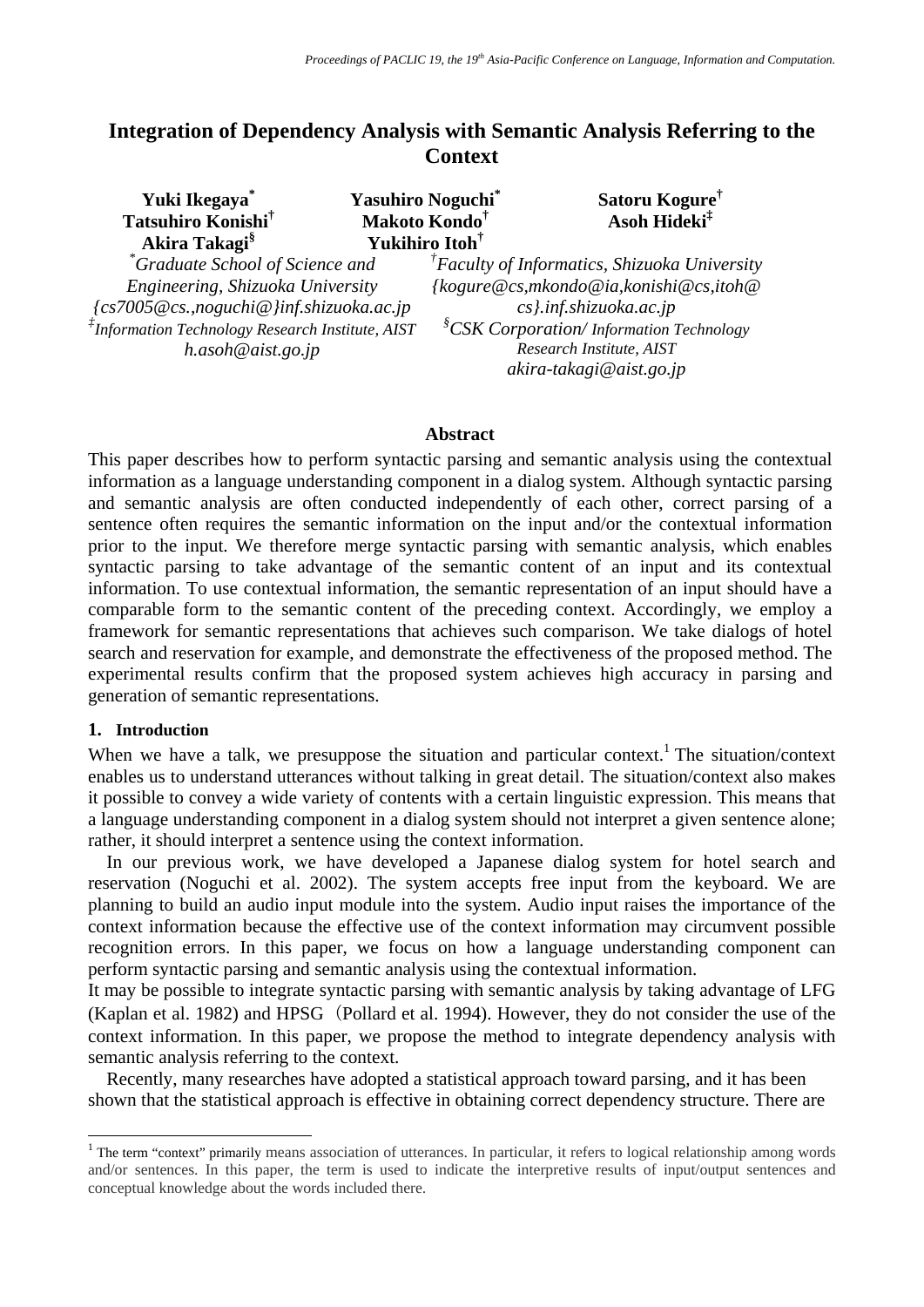# Integration of Dependency Analysis with Semantic Analysis Referring to the Context

**Yuki Ikegaya*** **Yasuhiro Noguchi*** **Satoru Kogure†**
**Tatsuhiro Konishi†** **Makoto Kondo†** **Asoh Hideki‡**
**Akira Takagi§** **Yukihiro Itoh†**

*\*Graduate School of Science and Engineering, Shizuoka University*
*{cs7005@cs.,noguchi@}inf.shizuoka.ac.jp*

*†Faculty of Informatics, Shizuoka University*
*{kogure@cs,mkondo@ia,konishi@cs,itoh@cs}.inf.shizuoka.ac.jp*

*‡Information Technology Research Institute, AIST*
*h.asoh@aist.go.jp*

*§CSK Corporation/ Information Technology Research Institute, AIST*
*akira-takagi@aist.go.jp*

## Abstract

This paper describes how to perform syntactic parsing and semantic analysis using the contextual information as a language understanding component in a dialog system. Although syntactic parsing and semantic analysis are often conducted independently of each other, correct parsing of a sentence often requires the semantic information on the input and/or the contextual information prior to the input. We therefore merge syntactic parsing with semantic analysis, which enables syntactic parsing to take advantage of the semantic content of an input and its contextual information. To use contextual information, the semantic representation of an input should have a comparable form to the semantic content of the preceding context. Accordingly, we employ a framework for semantic representations that achieves such comparison. We take dialogs of hotel search and reservation for example, and demonstrate the effectiveness of the proposed method. The experimental results confirm that the proposed system achieves high accuracy in parsing and generation of semantic representations.

## 1. Introduction

When we have a talk, we presuppose the situation and particular context.[1] The situation/context enables us to understand utterances without talking in great detail. The situation/context also makes it possible to convey a wide variety of contents with a certain linguistic expression. This means that a language understanding component in a dialog system should not interpret a given sentence alone; rather, it should interpret a sentence using the context information.

In our previous work, we have developed a Japanese dialog system for hotel search and reservation (Noguchi et al. 2002). The system accepts free input from the keyboard. We are planning to build an audio input module into the system. Audio input raises the importance of the context information because the effective use of the context information may circumvent possible recognition errors. In this paper, we focus on how a language understanding component can perform syntactic parsing and semantic analysis using the contextual information.

It may be possible to integrate syntactic parsing with semantic analysis by taking advantage of LFG (Kaplan et al. 1982) and HPSG（Pollard et al. 1994). However, they do not consider the use of the context information. In this paper, we propose the method to integrate dependency analysis with semantic analysis referring to the context.

Recently, many researches have adopted a statistical approach toward parsing, and it has been shown that the statistical approach is effective in obtaining correct dependency structure. There are

[1] The term "context" primarily means association of utterances. In particular, it refers to logical relationship among words and/or sentences. In this paper, the term is used to indicate the interpretive results of input/output sentences and conceptual knowledge about the words included there.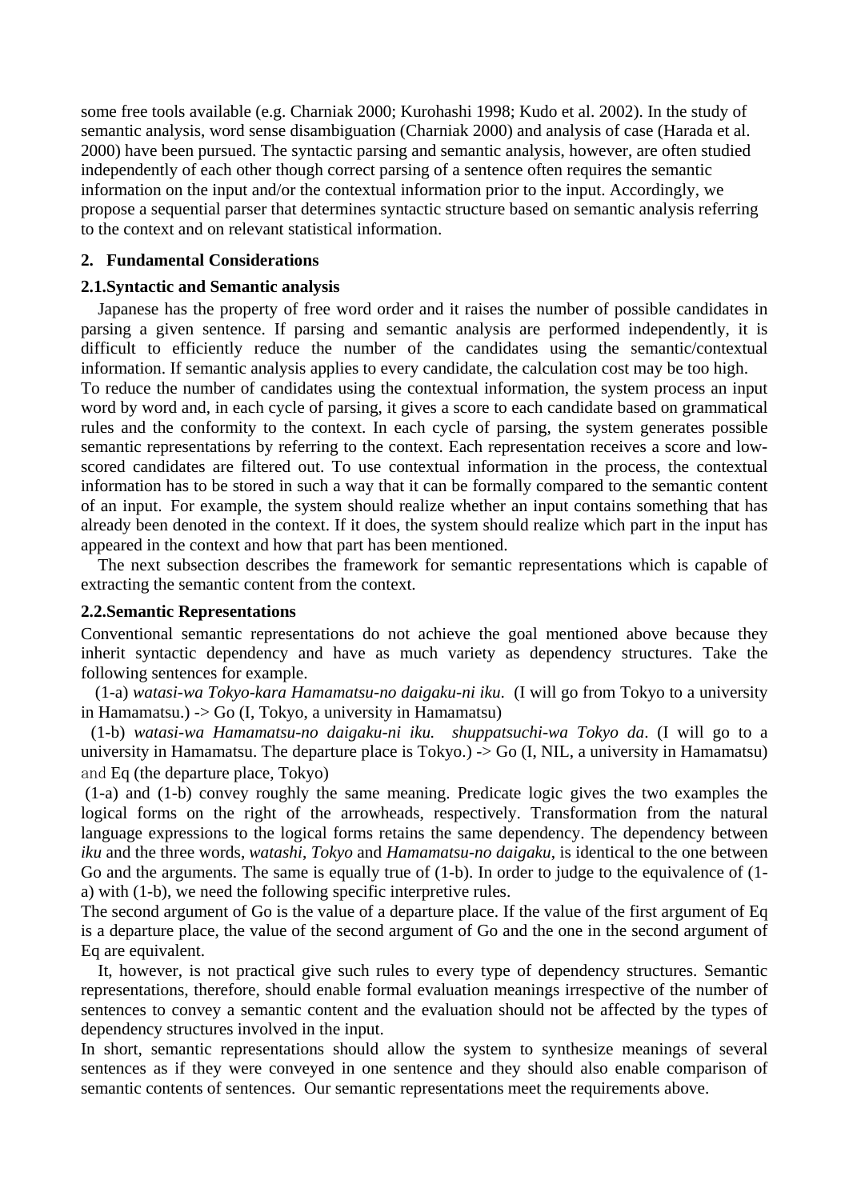some free tools available (e.g. Charniak 2000; Kurohashi 1998; Kudo et al. 2002). In the study of semantic analysis, word sense disambiguation (Charniak 2000) and analysis of case (Harada et al. 2000) have been pursued. The syntactic parsing and semantic analysis, however, are often studied independently of each other though correct parsing of a sentence often requires the semantic information on the input and/or the contextual information prior to the input. Accordingly, we propose a sequential parser that determines syntactic structure based on semantic analysis referring to the context and on relevant statistical information.

## 2. Fundamental Considerations

### 2.1. Syntactic and Semantic analysis

Japanese has the property of free word order and it raises the number of possible candidates in parsing a given sentence. If parsing and semantic analysis are performed independently, it is difficult to efficiently reduce the number of the candidates using the semantic/contextual information. If semantic analysis applies to every candidate, the calculation cost may be too high.

To reduce the number of candidates using the contextual information, the system process an input word by word and, in each cycle of parsing, it gives a score to each candidate based on grammatical rules and the conformity to the context. In each cycle of parsing, the system generates possible semantic representations by referring to the context. Each representation receives a score and low-scored candidates are filtered out. To use contextual information in the process, the contextual information has to be stored in such a way that it can be formally compared to the semantic content of an input. For example, the system should realize whether an input contains something that has already been denoted in the context. If it does, the system should realize which part in the input has appeared in the context and how that part has been mentioned.

The next subsection describes the framework for semantic representations which is capable of extracting the semantic content from the context.

### 2.2. Semantic Representations

Conventional semantic representations do not achieve the goal mentioned above because they inherit syntactic dependency and have as much variety as dependency structures. Take the following sentences for example.

(1-a) *watasi-wa Tokyo-kara Hamamatsu-no daigaku-ni iku*. (I will go from Tokyo to a university in Hamamatsu.) -> Go (I, Tokyo, a university in Hamamatsu)

(1-b) *watasi-wa Hamamatsu-no daigaku-ni iku. shuppatsuchi-wa Tokyo da*. (I will go to a university in Hamamatsu. The departure place is Tokyo.) -> Go (I, NIL, a university in Hamamatsu) and Eq (the departure place, Tokyo)

(1-a) and (1-b) convey roughly the same meaning. Predicate logic gives the two examples the logical forms on the right of the arrowheads, respectively. Transformation from the natural language expressions to the logical forms retains the same dependency. The dependency between *iku* and the three words, *watashi*, *Tokyo* and *Hamamatsu-no daigaku*, is identical to the one between Go and the arguments. The same is equally true of (1-b). In order to judge to the equivalence of (1-a) with (1-b), we need the following specific interpretive rules.

The second argument of Go is the value of a departure place. If the value of the first argument of Eq is a departure place, the value of the second argument of Go and the one in the second argument of Eq are equivalent.

It, however, is not practical give such rules to every type of dependency structures. Semantic representations, therefore, should enable formal evaluation meanings irrespective of the number of sentences to convey a semantic content and the evaluation should not be affected by the types of dependency structures involved in the input.

In short, semantic representations should allow the system to synthesize meanings of several sentences as if they were conveyed in one sentence and they should also enable comparison of semantic contents of sentences. Our semantic representations meet the requirements above.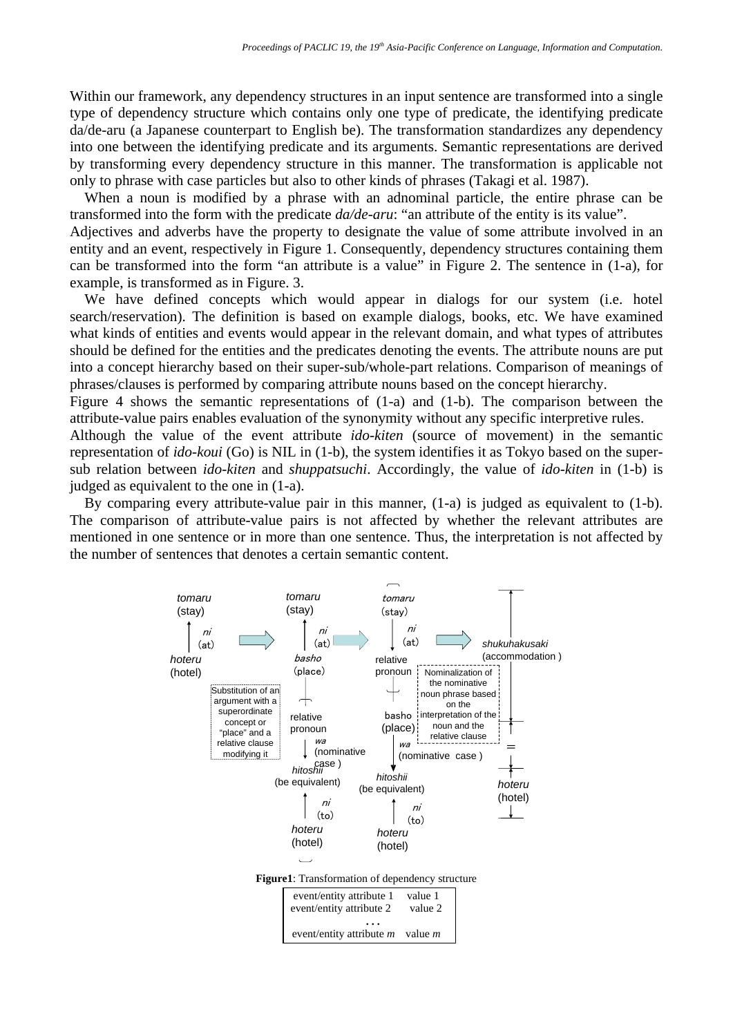Within our framework, any dependency structures in an input sentence are transformed into a single type of dependency structure which contains only one type of predicate, the identifying predicate da/de-aru (a Japanese counterpart to English be). The transformation standardizes any dependency into one between the identifying predicate and its arguments. Semantic representations are derived by transforming every dependency structure in this manner. The transformation is applicable not only to phrase with case particles but also to other kinds of phrases (Takagi et al. 1987).

When a noun is modified by a phrase with an adnominal particle, the entire phrase can be transformed into the form with the predicate *da/de-aru*: "an attribute of the entity is its value".

Adjectives and adverbs have the property to designate the value of some attribute involved in an entity and an event, respectively in Figure 1. Consequently, dependency structures containing them can be transformed into the form "an attribute is a value" in Figure 2. The sentence in (1-a), for example, is transformed as in Figure. 3.

We have defined concepts which would appear in dialogs for our system (i.e. hotel search/reservation). The definition is based on example dialogs, books, etc. We have examined what kinds of entities and events would appear in the relevant domain, and what types of attributes should be defined for the entities and the predicates denoting the events. The attribute nouns are put into a concept hierarchy based on their super-sub/whole-part relations. Comparison of meanings of phrases/clauses is performed by comparing attribute nouns based on the concept hierarchy.

Figure 4 shows the semantic representations of (1-a) and (1-b). The comparison between the attribute-value pairs enables evaluation of the synonymity without any specific interpretive rules.

Although the value of the event attribute *ido-kiten* (source of movement) in the semantic representation of *ido-koui* (Go) is NIL in (1-b), the system identifies it as Tokyo based on the super-sub relation between *ido-kiten* and *shuppatsuchi*. Accordingly, the value of *ido-kiten* in (1-b) is judged as equivalent to the one in (1-a).

By comparing every attribute-value pair in this manner, (1-a) is judged as equivalent to (1-b). The comparison of attribute-value pairs is not affected by whether the relevant attributes are mentioned in one sentence or in more than one sentence. Thus, the interpretation is not affected by the number of sentences that denotes a certain semantic content.

*tomaru* (stay) ← *ni* (at) — *hoteru* (hotel) ⇒ [Substitution of an argument with a superordinate concept or "place" and a relative clause modifying it] *tomaru* (stay) ← *ni* (at) — *basho* (place) — relative pronoun — *wa* (nominative case) → *hitoshii* (be equivalent) ← *ni* (to) — *hoteru* (hotel) ⇒ *tomaru* (stay) — *ni* (at) → relative pronoun — basho (place) — *wa* (nominative case) → *hitoshii* (be equivalent) ← *ni* (to) — *hoteru* (hotel) ⇒ [Nominalization of the nominative noun phrase based on the interpretation of the noun and the relative clause] *shukuhakusaki* (accommodation) = *hoteru* (hotel)

**Figure1**: Transformation of dependency structure

| event/entity attribute 1 | value 1 |
|---|---|
| event/entity attribute 2 | value 2 |
| … | |
| event/entity attribute *m* | value *m* |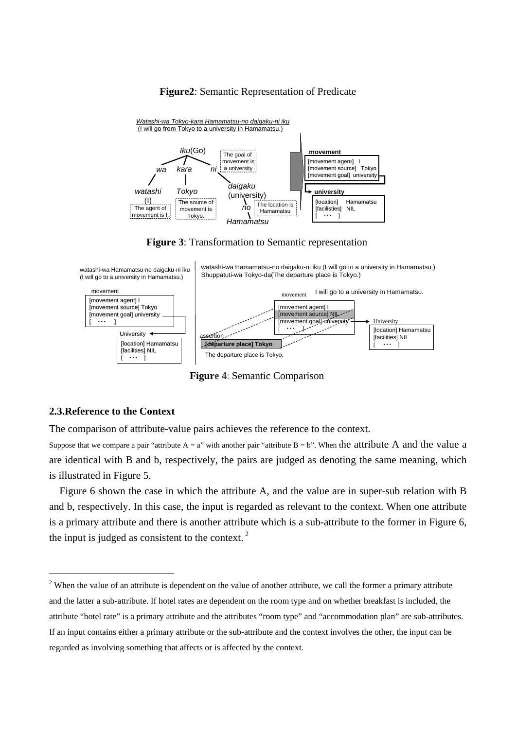**Figure2**: Semantic Representation of Predicate

**Figure 3**: Transformation to Semantic representation

**Figure 4**: Semantic Comparison

## 2.3.Reference to the Context

The comparison of attribute-value pairs achieves the reference to the context.

Suppose that we compare a pair "attribute A = a" with another pair "attribute B = b". When the attribute A and the value a are identical with B and b, respectively, the pairs are judged as denoting the same meaning, which is illustrated in Figure 5.

Figure 6 shown the case in which the attribute A, and the value are in super-sub relation with B and b, respectively. In this case, the input is regarded as relevant to the context. When one attribute is a primary attribute and there is another attribute which is a sub-attribute to the former in Figure 6, the input is judged as consistent to the context. [2]

[2] When the value of an attribute is dependent on the value of another attribute, we call the former a primary attribute and the latter a sub-attribute. If hotel rates are dependent on the room type and on whether breakfast is included, the attribute "hotel rate" is a primary attribute and the attributes "room type" and "accommodation plan" are sub-attributes. If an input contains either a primary attribute or the sub-attribute and the context involves the other, the input can be regarded as involving something that affects or is affected by the context.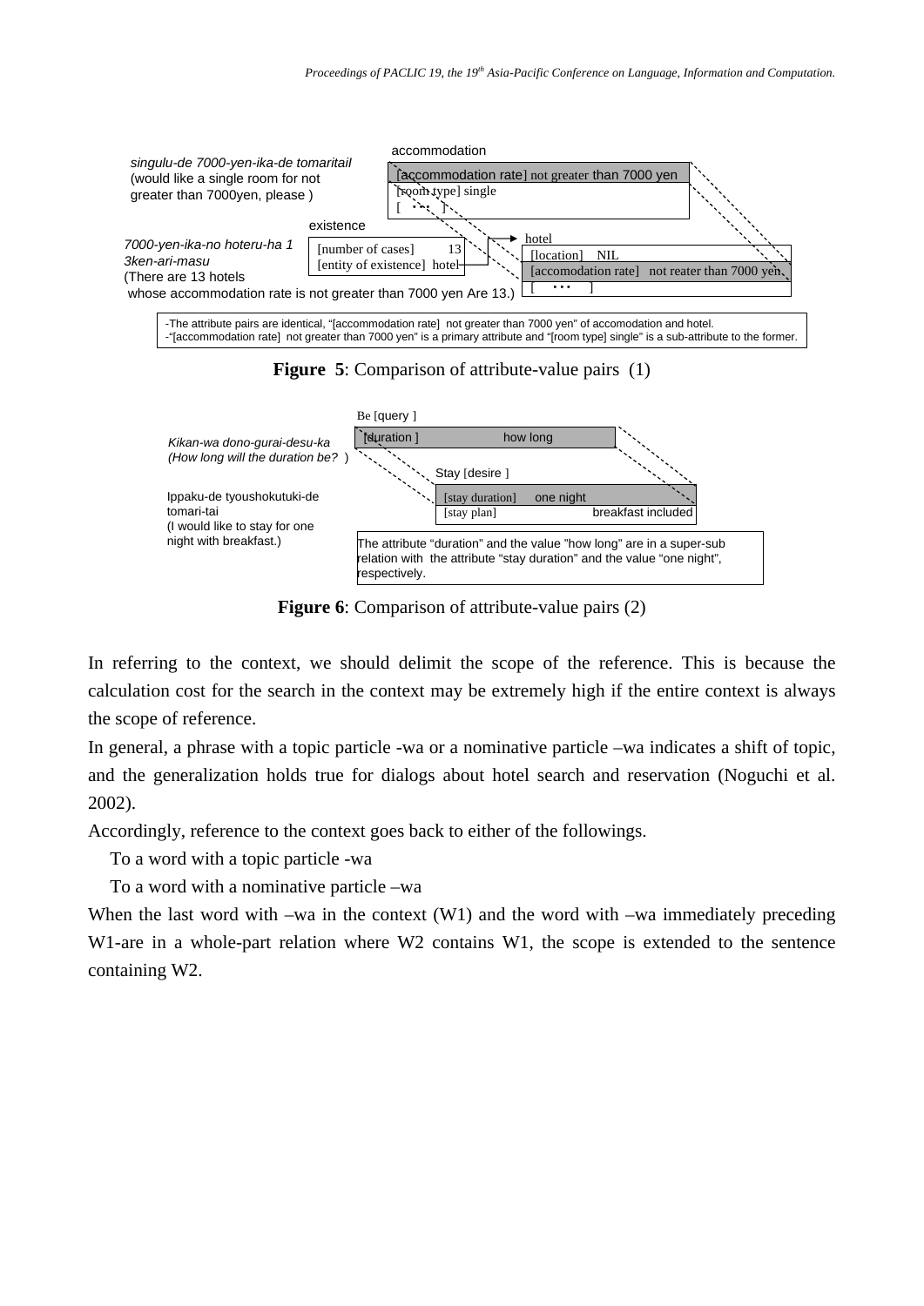accommodation

*singulu-de 7000-yen-ika-de tomaritail*
(would like a single room for not greater than 7000yen, please )

[accommodation rate] not greater than 7000 yen
[room type] single
[ ・・・ ]

existence

*7000-yen-ika-no hoteru-ha 13ken-ari-masu*
(There are 13 hotels whose accommodation rate is not greater than 7000 yen Are 13.)

[number of cases] 13
[entity of existence] hotel

hotel
[location] NIL
[accomodation rate] not reater than 7000 yen
[ ・・・ ]

-The attribute pairs are identical, "[accommodation rate] not greater than 7000 yen" of accomodation and hotel.
-"[accommodation rate] not greater than 7000 yen" is a primary attribute and "[room type] single" is a sub-attribute to the former.

**Figure 5**: Comparison of attribute-value pairs (1)

*Kikan-wa dono-gurai-desu-ka*
*(How long will the duration be?* )

Be [query ]
[duration ] how long

Ippaku-de tyoushokutuki-de tomari-tai
(I would like to stay for one night with breakfast.)

Stay [desire ]
[stay duration] one night
[stay plan] breakfast included

The attribute "duration" and the value "how long" are in a super-sub relation with the attribute "stay duration" and the value "one night", respectively.

**Figure 6**: Comparison of attribute-value pairs (2)

In referring to the context, we should delimit the scope of the reference. This is because the calculation cost for the search in the context may be extremely high if the entire context is always the scope of reference.

In general, a phrase with a topic particle -wa or a nominative particle –wa indicates a shift of topic, and the generalization holds true for dialogs about hotel search and reservation (Noguchi et al. 2002).

Accordingly, reference to the context goes back to either of the followings.

To a word with a topic particle -wa

To a word with a nominative particle –wa

When the last word with –wa in the context (W1) and the word with –wa immediately preceding W1-are in a whole-part relation where W2 contains W1, the scope is extended to the sentence containing W2.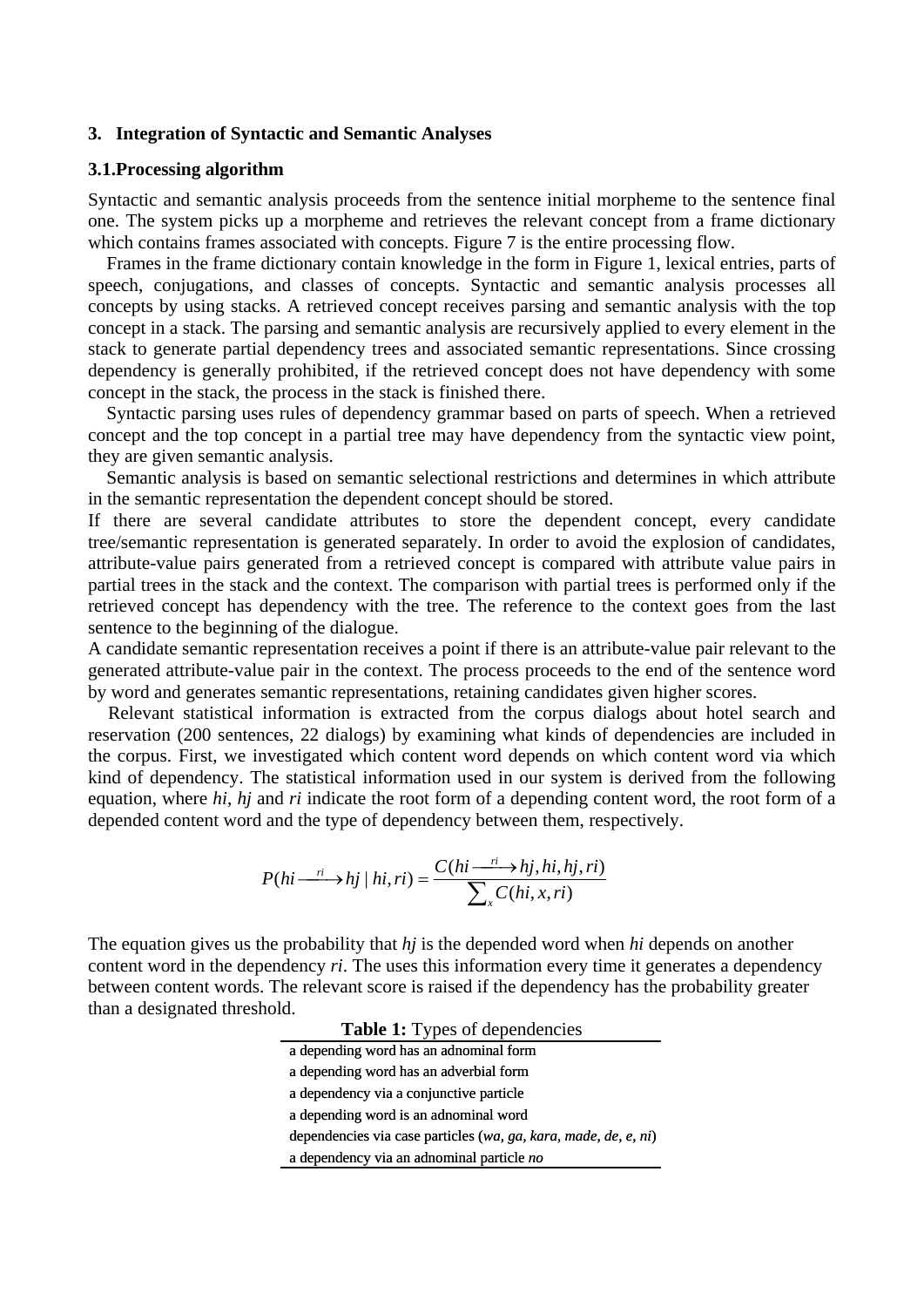## 3. Integration of Syntactic and Semantic Analyses

### 3.1.Processing algorithm

Syntactic and semantic analysis proceeds from the sentence initial morpheme to the sentence final one. The system picks up a morpheme and retrieves the relevant concept from a frame dictionary which contains frames associated with concepts. Figure 7 is the entire processing flow.

Frames in the frame dictionary contain knowledge in the form in Figure 1, lexical entries, parts of speech, conjugations, and classes of concepts. Syntactic and semantic analysis processes all concepts by using stacks. A retrieved concept receives parsing and semantic analysis with the top concept in a stack. The parsing and semantic analysis are recursively applied to every element in the stack to generate partial dependency trees and associated semantic representations. Since crossing dependency is generally prohibited, if the retrieved concept does not have dependency with some concept in the stack, the process in the stack is finished there.

Syntactic parsing uses rules of dependency grammar based on parts of speech. When a retrieved concept and the top concept in a partial tree may have dependency from the syntactic view point, they are given semantic analysis.

Semantic analysis is based on semantic selectional restrictions and determines in which attribute in the semantic representation the dependent concept should be stored.

If there are several candidate attributes to store the dependent concept, every candidate tree/semantic representation is generated separately. In order to avoid the explosion of candidates, attribute-value pairs generated from a retrieved concept is compared with attribute value pairs in partial trees in the stack and the context. The comparison with partial trees is performed only if the retrieved concept has dependency with the tree. The reference to the context goes from the last sentence to the beginning of the dialogue.

A candidate semantic representation receives a point if there is an attribute-value pair relevant to the generated attribute-value pair in the context. The process proceeds to the end of the sentence word by word and generates semantic representations, retaining candidates given higher scores.

Relevant statistical information is extracted from the corpus dialogs about hotel search and reservation (200 sentences, 22 dialogs) by examining what kinds of dependencies are included in the corpus. First, we investigated which content word depends on which content word via which kind of dependency. The statistical information used in our system is derived from the following equation, where *hi*, *hj* and *ri* indicate the root form of a depending content word, the root form of a depended content word and the type of dependency between them, respectively.

$$P(hi \xrightarrow{ri} hj \mid hi, ri) = \frac{C(hi \xrightarrow{ri} hj, hi, hj, ri)}{\sum_x C(hi, x, ri)}$$

The equation gives us the probability that *hj* is the depended word when *hi* depends on another content word in the dependency *ri*. The uses this information every time it generates a dependency between content words. The relevant score is raised if the dependency has the probability greater than a designated threshold.

**Table 1:** Types of dependencies

| |
|---|
| a depending word has an adnominal form |
| a depending word has an adverbial form |
| a dependency via a conjunctive particle |
| a depending word is an adnominal word |
| dependencies via case particles (*wa, ga, kara, made, de, e, ni*) |
| a dependency via an adnominal particle *no* |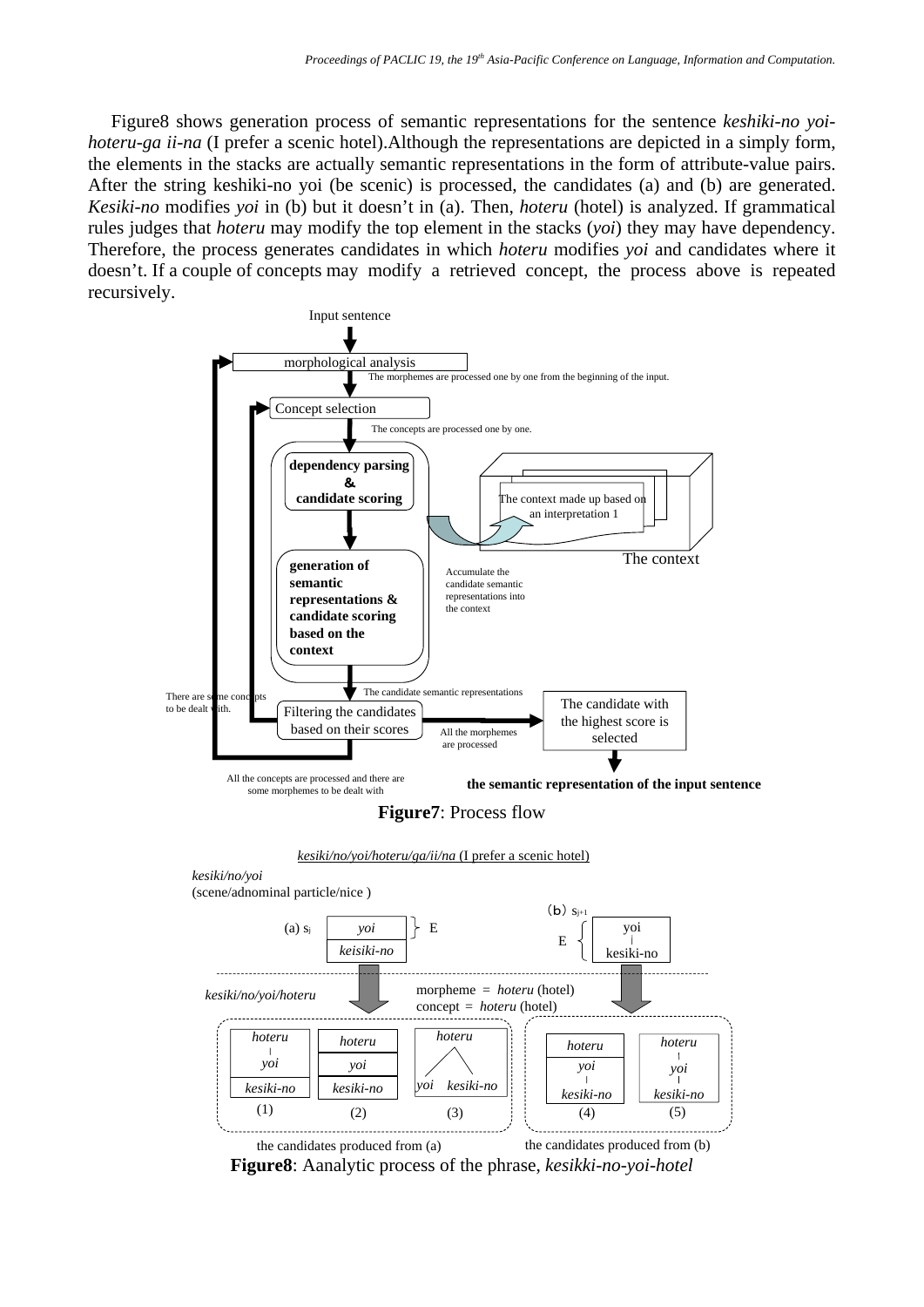Figure8 shows generation process of semantic representations for the sentence *keshiki-no yoi-hoteru-ga ii-na* (I prefer a scenic hotel).Although the representations are depicted in a simply form, the elements in the stacks are actually semantic representations in the form of attribute-value pairs. After the string keshiki-no yoi (be scenic) is processed, the candidates (a) and (b) are generated. *Kesiki-no* modifies *yoi* in (b) but it doesn't in (a). Then, *hoteru* (hotel) is analyzed. If grammatical rules judges that *hoteru* may modify the top element in the stacks (*yoi*) they may have dependency. Therefore, the process generates candidates in which *hoteru* modifies *yoi* and candidates where it doesn't. If a couple of concepts may modify a retrieved concept, the process above is repeated recursively.

Input sentence

morphological analysis

The morphemes are processed one by one from the beginning of the input.

Concept selection

The concepts are processed one by one.

**dependency parsing & candidate scoring**

The context made up based on an interpretation 1

The context

**generation of semantic representations & candidate scoring based on the context**

Accumulate the candidate semantic representations into the context

The candidate semantic representations

There are some concepts to be dealt with.

Filtering the candidates based on their scores

All the morphemes are processed

The candidate with the highest score is selected

All the concepts are processed and there are some morphemes to be dealt with

**the semantic representation of the input sentence**

**Figure7**: Process flow

kesiki/no/yoi/hoteru/ga/ii/na (I prefer a scenic hotel)

*kesiki/no/yoi*
(scene/adnominal particle/nice )

(a) $s_j$ : *yoi* / *keisiki-no* } E

(b) $s_{j+1}$ : E { yoi | kesiki-no

*kesiki/no/yoi/hoteru*

morpheme = *hoteru* (hotel)
concept = *hoteru* (hotel)

(1) *hoteru* | *yoi* / *kesiki-no*
(2) *hoteru* / *yoi* / *kesiki-no*
(3) *hoteru* → *yoi*, *kesiki-no*
(4) *hoteru* / *yoi* | *kesiki-no*
(5) *hoteru* | *yoi* | *kesiki-no*

the candidates produced from (a)  the candidates produced from (b)

**Figure8**: Aanalytic process of the phrase, *kesikki-no-yoi-hotel*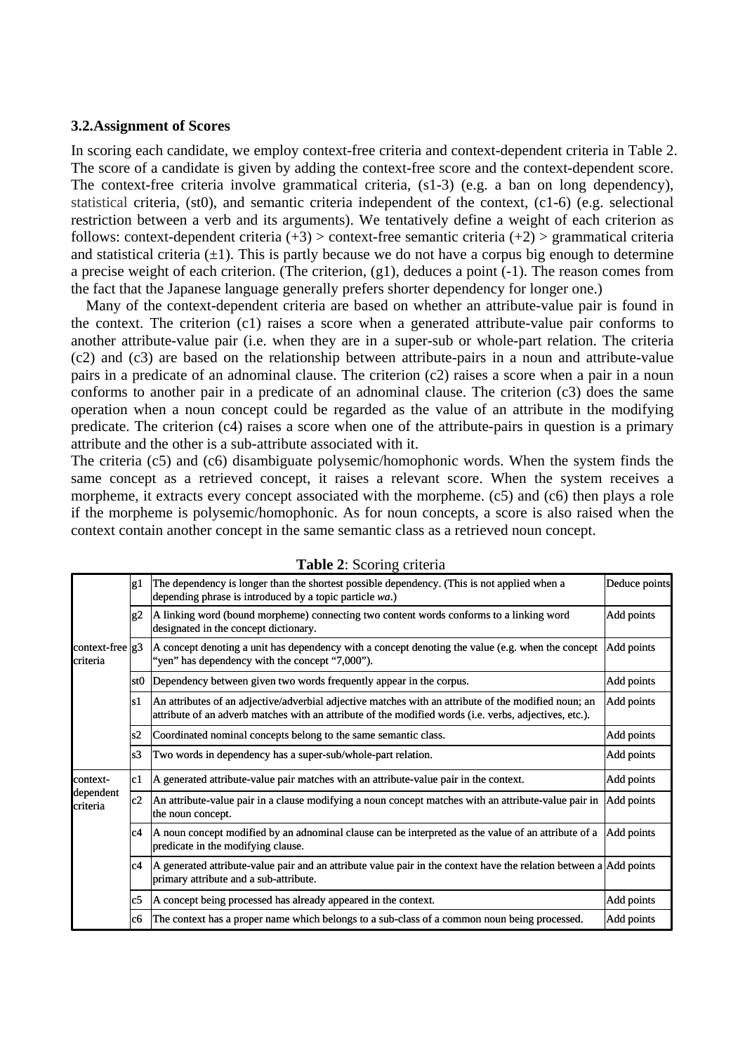### 3.2.Assignment of Scores

In scoring each candidate, we employ context-free criteria and context-dependent criteria in Table 2. The score of a candidate is given by adding the context-free score and the context-dependent score. The context-free criteria involve grammatical criteria, (s1-3) (e.g. a ban on long dependency), statistical criteria, (st0), and semantic criteria independent of the context, (c1-6) (e.g. selectional restriction between a verb and its arguments). We tentatively define a weight of each criterion as follows: context-dependent criteria (+3) > context-free semantic criteria (+2) > grammatical criteria and statistical criteria (±1). This is partly because we do not have a corpus big enough to determine a precise weight of each criterion. (The criterion, (g1), deduces a point (-1). The reason comes from the fact that the Japanese language generally prefers shorter dependency for longer one.)

Many of the context-dependent criteria are based on whether an attribute-value pair is found in the context. The criterion (c1) raises a score when a generated attribute-value pair conforms to another attribute-value pair (i.e. when they are in a super-sub or whole-part relation. The criteria (c2) and (c3) are based on the relationship between attribute-pairs in a noun and attribute-value pairs in a predicate of an adnominal clause. The criterion (c2) raises a score when a pair in a noun conforms to another pair in a predicate of an adnominal clause. The criterion (c3) does the same operation when a noun concept could be regarded as the value of an attribute in the modifying predicate. The criterion (c4) raises a score when one of the attribute-pairs in question is a primary attribute and the other is a sub-attribute associated with it.

The criteria (c5) and (c6) disambiguate polysemic/homophonic words. When the system finds the same concept as a retrieved concept, it raises a relevant score. When the system receives a morpheme, it extracts every concept associated with the morpheme. (c5) and (c6) then plays a role if the morpheme is polysemic/homophonic. As for noun concepts, a score is also raised when the context contain another concept in the same semantic class as a retrieved noun concept.

**Table 2**: Scoring criteria

| | | | |
|---|---|---|---|
| context-free criteria | g1 | The dependency is longer than the shortest possible dependency. (This is not applied when a depending phrase is introduced by a topic particle *wa*.) | Deduce points |
| | g2 | A linking word (bound morpheme) connecting two content words conforms to a linking word designated in the concept dictionary. | Add points |
| | g3 | A concept denoting a unit has dependency with a concept denoting the value (e.g. when the concept "yen" has dependency with the concept "7,000"). | Add points |
| | st0 | Dependency between given two words frequently appear in the corpus. | Add points |
| | s1 | An attributes of an adjective/adverbial adjective matches with an attribute of the modified noun; an attribute of an adverb matches with an attribute of the modified words (i.e. verbs, adjectives, etc.). | Add points |
| | s2 | Coordinated nominal concepts belong to the same semantic class. | Add points |
| | s3 | Two words in dependency has a super-sub/whole-part relation. | Add points |
| context-dependent criteria | c1 | A generated attribute-value pair matches with an attribute-value pair in the context. | Add points |
| | c2 | An attribute-value pair in a clause modifying a noun concept matches with an attribute-value pair in the noun concept. | Add points |
| | c4 | A noun concept modified by an adnominal clause can be interpreted as the value of an attribute of a predicate in the modifying clause. | Add points |
| | c4 | A generated attribute-value pair and an attribute value pair in the context have the relation between a primary attribute and a sub-attribute. | Add points |
| | c5 | A concept being processed has already appeared in the context. | Add points |
| | c6 | The context has a proper name which belongs to a sub-class of a common noun being processed. | Add points |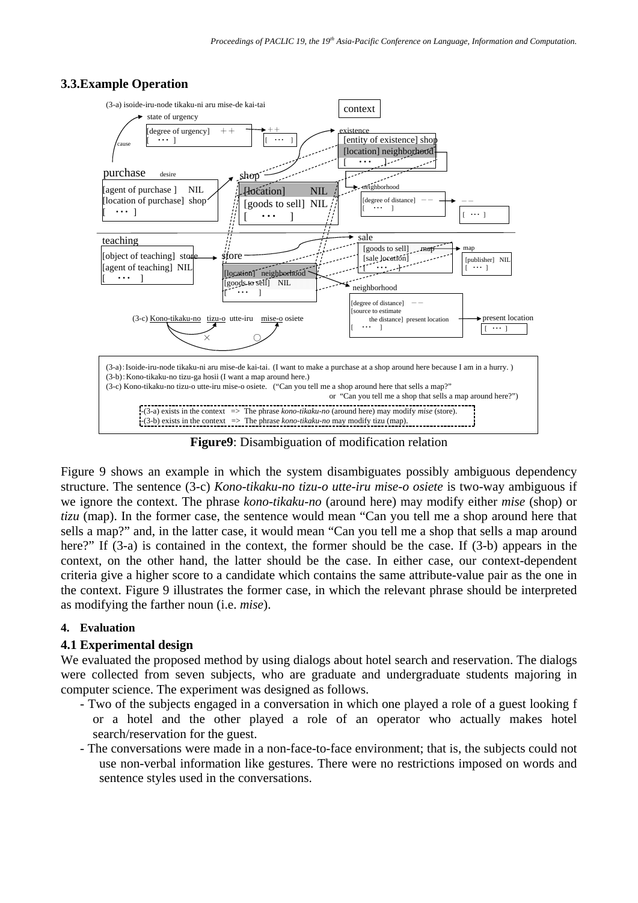### 3.3.Example Operation

(3-a): Isoide-iru-node tikaku-ni aru mise-de kai-tai. (I want to make a purchase at a shop around here because I am in a hurry. )
(3-b): Kono-tikaku-no tizu-ga hosii (I want a map around here.)
(3-c) Kono-tikaku-no tizu-o utte-iru mise-o osiete. ("Can you tell me a shop around here that sells a map?" or "Can you tell me a shop that sells a map around here?")

(3-a) exists in the context => The phrase *kono-tikaku-no* (around here) may modify *mise* (store).
(3-b) exists in the context => The phrase *kono-tikaku-no* may modify tizu (map).

**Figure9**: Disambiguation of modification relation

Figure 9 shows an example in which the system disambiguates possibly ambiguous dependency structure. The sentence (3-c) *Kono-tikaku-no tizu-o utte-iru mise-o osiete* is two-way ambiguous if we ignore the context. The phrase *kono-tikaku-no* (around here) may modify either *mise* (shop) or *tizu* (map). In the former case, the sentence would mean "Can you tell me a shop around here that sells a map?" and, in the latter case, it would mean "Can you tell me a shop that sells a map around here?" If (3-a) is contained in the context, the former should be the case. If (3-b) appears in the context, on the other hand, the latter should be the case. In either case, our context-dependent criteria give a higher score to a candidate which contains the same attribute-value pair as the one in the context. Figure 9 illustrates the former case, in which the relevant phrase should be interpreted as modifying the farther noun (i.e. *mise*).

## 4. Evaluation

### 4.1 Experimental design

We evaluated the proposed method by using dialogs about hotel search and reservation. The dialogs were collected from seven subjects, who are graduate and undergraduate students majoring in computer science. The experiment was designed as follows.

- Two of the subjects engaged in a conversation in which one played a role of a guest looking for a hotel and the other played a role of an operator who actually makes hotel search/reservation for the guest.
- The conversations were made in a non-face-to-face environment; that is, the subjects could not use non-verbal information like gestures. There were no restrictions imposed on words and sentence styles used in the conversations.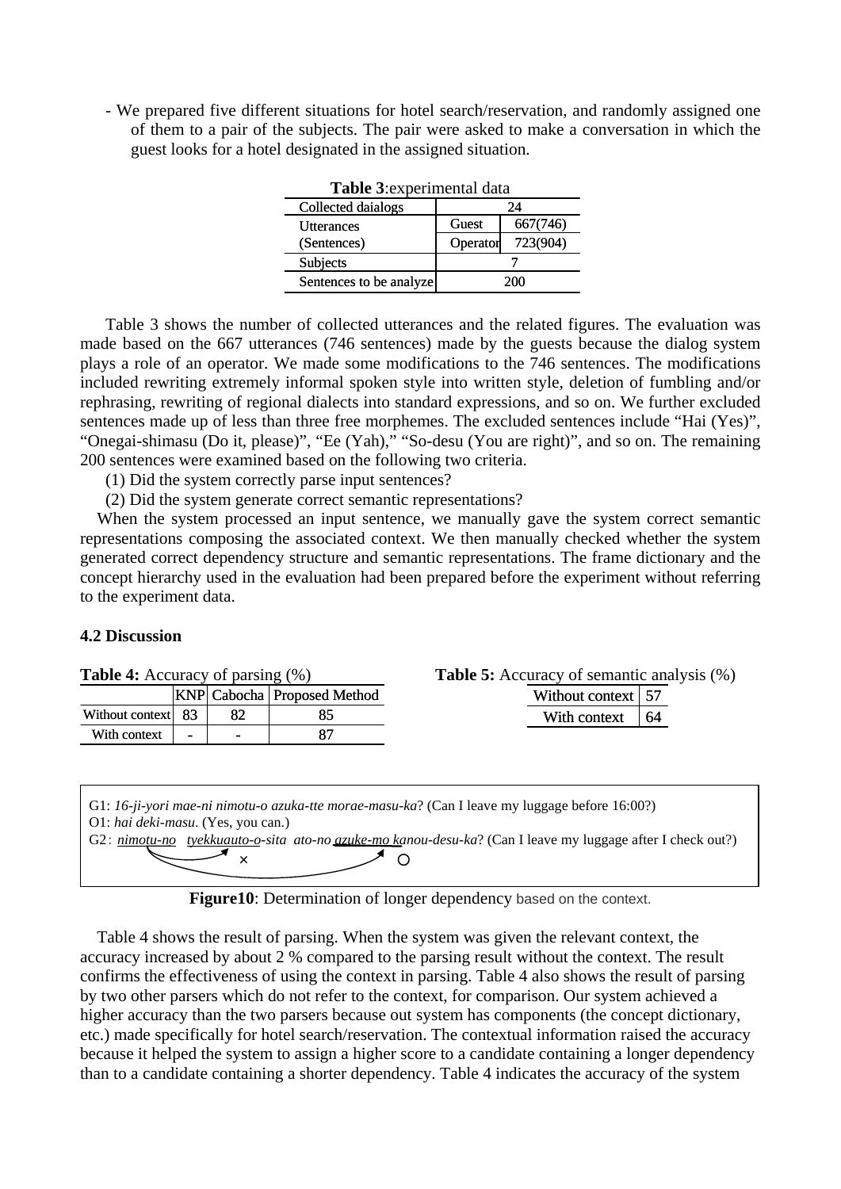- We prepared five different situations for hotel search/reservation, and randomly assigned one of them to a pair of the subjects. The pair were asked to make a conversation in which the guest looks for a hotel designated in the assigned situation.

**Table 3**:experimental data

| Collected daialogs | 24 | |
|---|---|---|
| Utterances (Sentences) | Guest | 667(746) |
| | Operator | 723(904) |
| Subjects | 7 | |
| Sentences to be analyze | 200 | |

Table 3 shows the number of collected utterances and the related figures. The evaluation was made based on the 667 utterances (746 sentences) made by the guests because the dialog system plays a role of an operator. We made some modifications to the 746 sentences. The modifications included rewriting extremely informal spoken style into written style, deletion of fumbling and/or rephrasing, rewriting of regional dialects into standard expressions, and so on. We further excluded sentences made up of less than three free morphemes. The excluded sentences include "Hai (Yes)", "Onegai-shimasu (Do it, please)", "Ee (Yah)," "So-desu (You are right)", and so on. The remaining 200 sentences were examined based on the following two criteria.

(1) Did the system correctly parse input sentences?

(2) Did the system generate correct semantic representations?

When the system processed an input sentence, we manually gave the system correct semantic representations composing the associated context. We then manually checked whether the system generated correct dependency structure and semantic representations. The frame dictionary and the concept hierarchy used in the evaluation had been prepared before the experiment without referring to the experiment data.

### 4.2 Discussion

**Table 4:** Accuracy of parsing (%)

| | KNP | Cabocha | Proposed Method |
|---|---|---|---|
| Without context | 83 | 82 | 85 |
| With context | - | - | 87 |

**Table 5:** Accuracy of semantic analysis (%)

| | |
|---|---|
| Without context | 57 |
| With context | 64 |

G1: *16-ji-yori mae-ni nimotu-o azuka-tte morae-masu-ka*? (Can I leave my luggage before 16:00?)
O1: *hai deki-masu*. (Yes, you can.)
G2: nimotu-no tyekkuauto-o-sita ato-no azuke-mo kanou-desu-ka? (Can I leave my luggage after I check out?)
× ○

**Figure10**: Determination of longer dependency based on the context.

Table 4 shows the result of parsing. When the system was given the relevant context, the accuracy increased by about 2 % compared to the parsing result without the context. The result confirms the effectiveness of using the context in parsing. Table 4 also shows the result of parsing by two other parsers which do not refer to the context, for comparison. Our system achieved a higher accuracy than the two parsers because out system has components (the concept dictionary, etc.) made specifically for hotel search/reservation. The contextual information raised the accuracy because it helped the system to assign a higher score to a candidate containing a longer dependency than to a candidate containing a shorter dependency. Table 4 indicates the accuracy of the system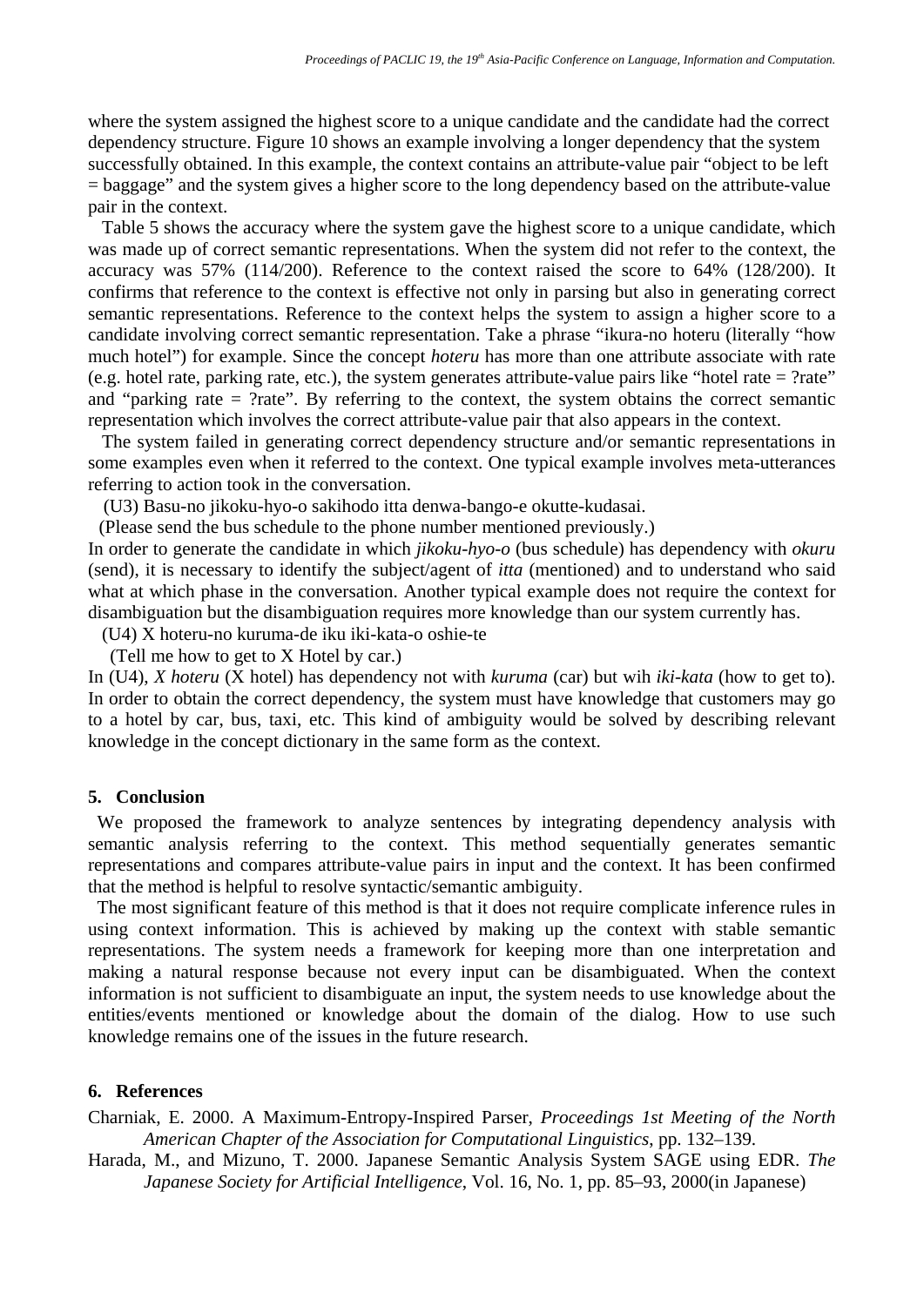where the system assigned the highest score to a unique candidate and the candidate had the correct dependency structure. Figure 10 shows an example involving a longer dependency that the system successfully obtained. In this example, the context contains an attribute-value pair “object to be left = baggage” and the system gives a higher score to the long dependency based on the attribute-value pair in the context.

Table 5 shows the accuracy where the system gave the highest score to a unique candidate, which was made up of correct semantic representations. When the system did not refer to the context, the accuracy was 57% (114/200). Reference to the context raised the score to 64% (128/200). It confirms that reference to the context is effective not only in parsing but also in generating correct semantic representations. Reference to the context helps the system to assign a higher score to a candidate involving correct semantic representation. Take a phrase “ikura-no hoteru (literally “how much hotel”) for example. Since the concept *hoteru* has more than one attribute associate with rate (e.g. hotel rate, parking rate, etc.), the system generates attribute-value pairs like “hotel rate = ?rate” and “parking rate = ?rate”. By referring to the context, the system obtains the correct semantic representation which involves the correct attribute-value pair that also appears in the context.

The system failed in generating correct dependency structure and/or semantic representations in some examples even when it referred to the context. One typical example involves meta-utterances referring to action took in the conversation.

(U3) Basu-no jikoku-hyo-o sakihodo itta denwa-bango-e okutte-kudasai.

(Please send the bus schedule to the phone number mentioned previously.)

In order to generate the candidate in which *jikoku-hyo-o* (bus schedule) has dependency with *okuru* (send), it is necessary to identify the subject/agent of *itta* (mentioned) and to understand who said what at which phase in the conversation. Another typical example does not require the context for disambiguation but the disambiguation requires more knowledge than our system currently has.

(U4) X hoteru-no kuruma-de iku iki-kata-o oshie-te

(Tell me how to get to X Hotel by car.)

In (U4), *X hoteru* (X hotel) has dependency not with *kuruma* (car) but wih *iki-kata* (how to get to). In order to obtain the correct dependency, the system must have knowledge that customers may go to a hotel by car, bus, taxi, etc. This kind of ambiguity would be solved by describing relevant knowledge in the concept dictionary in the same form as the context.

## 5. Conclusion

We proposed the framework to analyze sentences by integrating dependency analysis with semantic analysis referring to the context. This method sequentially generates semantic representations and compares attribute-value pairs in input and the context. It has been confirmed that the method is helpful to resolve syntactic/semantic ambiguity.

The most significant feature of this method is that it does not require complicate inference rules in using context information. This is achieved by making up the context with stable semantic representations. The system needs a framework for keeping more than one interpretation and making a natural response because not every input can be disambiguated. When the context information is not sufficient to disambiguate an input, the system needs to use knowledge about the entities/events mentioned or knowledge about the domain of the dialog. How to use such knowledge remains one of the issues in the future research.

## 6. References

Charniak, E. 2000. A Maximum-Entropy-Inspired Parser, *Proceedings 1st Meeting of the North American Chapter of the Association for Computational Linguistics*, pp. 132–139.

Harada, M., and Mizuno, T. 2000. Japanese Semantic Analysis System SAGE using EDR. *The Japanese Society for Artificial Intelligence*, Vol. 16, No. 1, pp. 85–93, 2000(in Japanese)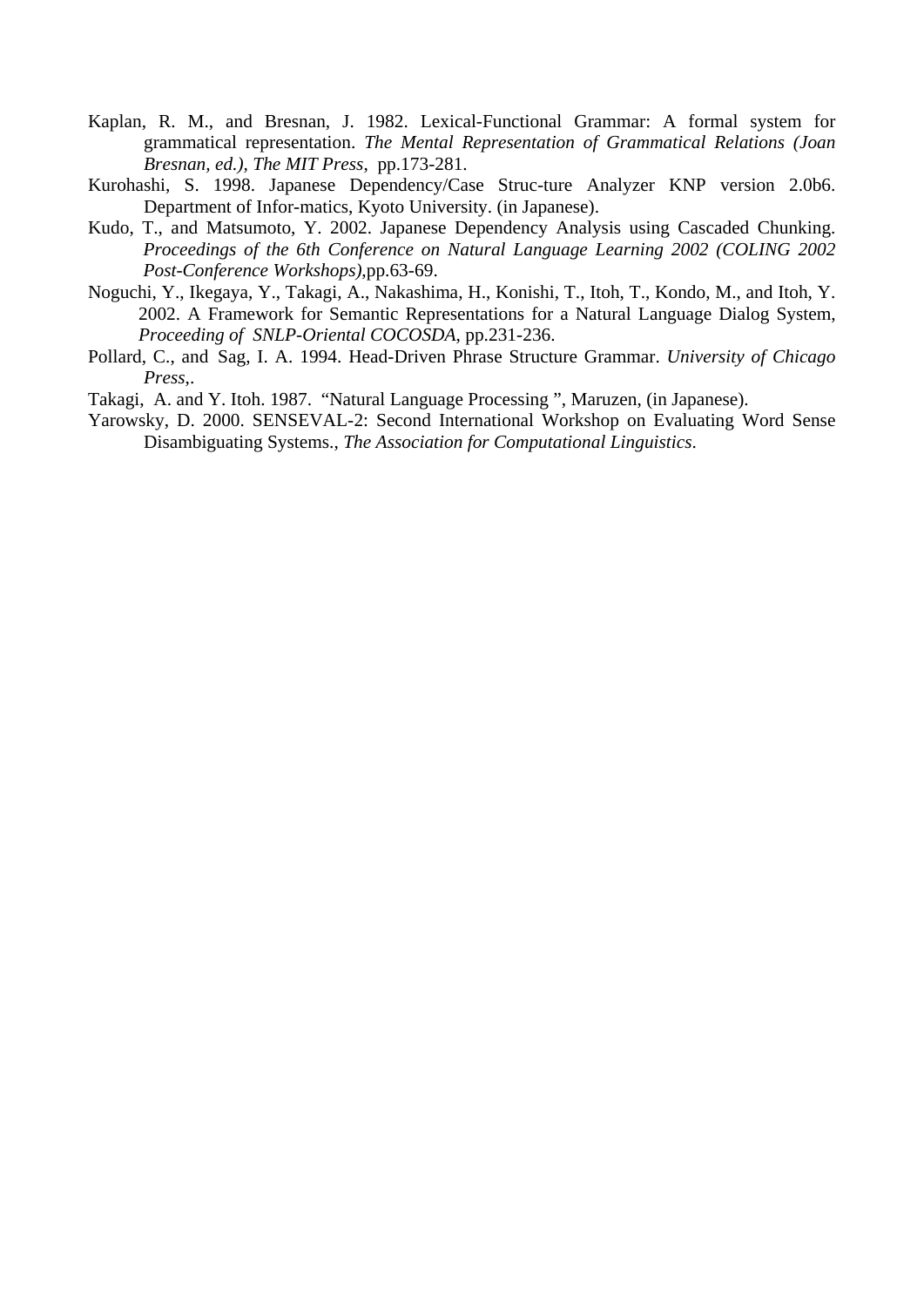Kaplan, R. M., and Bresnan, J. 1982. Lexical-Functional Grammar: A formal system for grammatical representation. *The Mental Representation of Grammatical Relations (Joan Bresnan, ed.), The MIT Press*, pp.173-281.

Kurohashi, S. 1998. Japanese Dependency/Case Struc-ture Analyzer KNP version 2.0b6. Department of Infor-matics, Kyoto University. (in Japanese).

Kudo, T., and Matsumoto, Y. 2002. Japanese Dependency Analysis using Cascaded Chunking. *Proceedings of the 6th Conference on Natural Language Learning 2002 (COLING 2002 Post-Conference Workshops)*,pp.63-69.

Noguchi, Y., Ikegaya, Y., Takagi, A., Nakashima, H., Konishi, T., Itoh, T., Kondo, M., and Itoh, Y. 2002. A Framework for Semantic Representations for a Natural Language Dialog System, *Proceeding of SNLP-Oriental COCOSDA*, pp.231-236.

Pollard, C., and Sag, I. A. 1994. Head-Driven Phrase Structure Grammar. *University of Chicago Press*,.

Takagi, A. and Y. Itoh. 1987. "Natural Language Processing ", Maruzen, (in Japanese).

Yarowsky, D. 2000. SENSEVAL-2: Second International Workshop on Evaluating Word Sense Disambiguating Systems., *The Association for Computational Linguistics*.